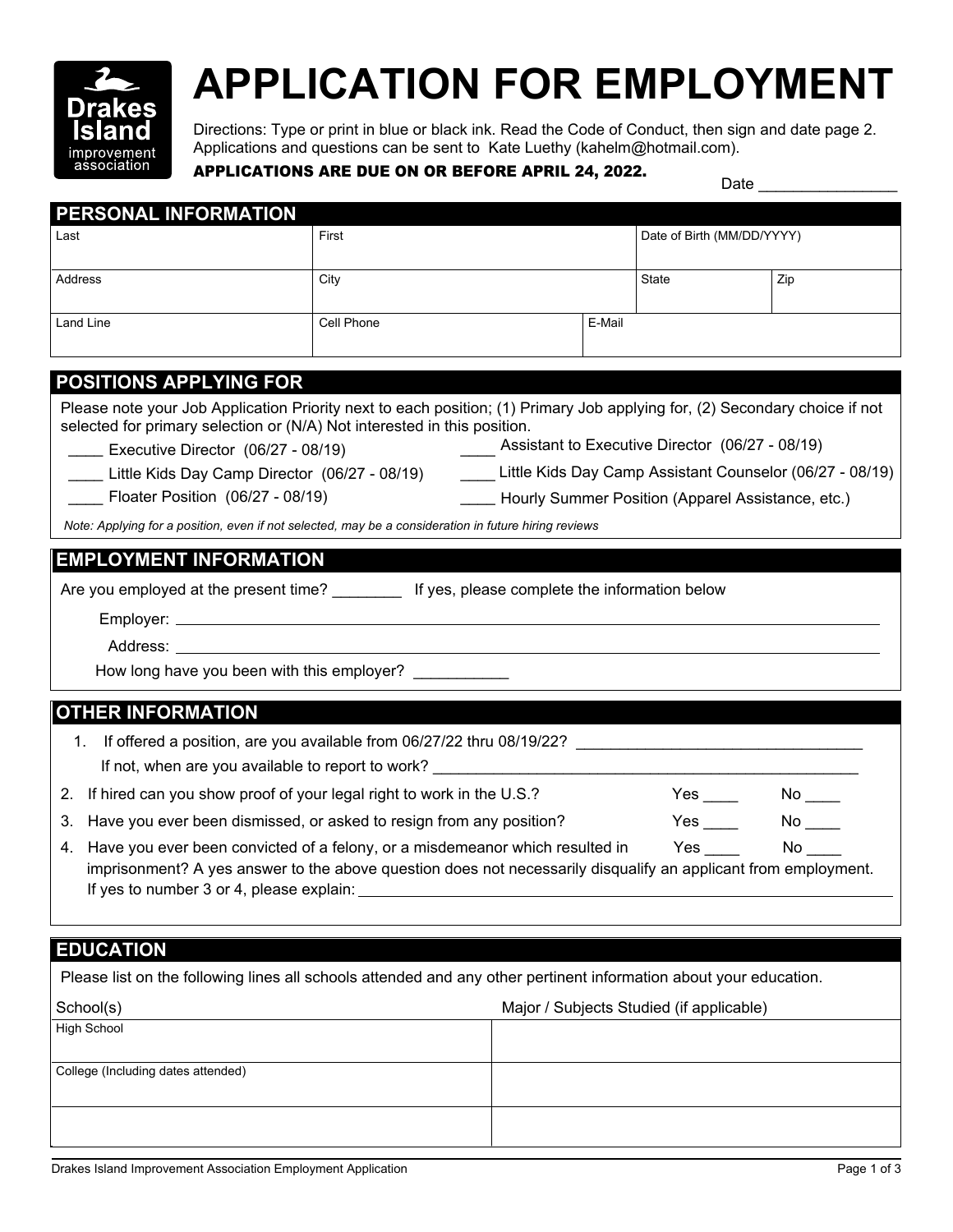# APPLICATION FOR EMPLOYMENT

Drakes Island improvement association

Directions: Type or print in blue or black ink. Read the Code of Conduct, then sign and date page 2. Applications and questions can be sent to Kate Luethy (kahelm@hotmail.com).

**APPLICATIONS ARE DUE ON OR BEFORE APRIL 24, 2022.**

Date _______________

## PERSONAL INFORMATION

| Last | First | | Date of Birth (MM/DD/YYYY) | |
|---|---|---|---|---|
| Address | City | | State | Zip |
| Land Line | Cell Phone | E-Mail | | |

## POSITIONS APPLYING FOR

Please note your Job Application Priority next to each position; (1) Primary Job applying for, (2) Secondary choice if not selected for primary selection or (N/A) Not interested in this position.

____ Executive Director (06/27 - 08/19)

____ Assistant to Executive Director (06/27 - 08/19)

____ Little Kids Day Camp Director (06/27 - 08/19)

____ Little Kids Day Camp Assistant Counselor (06/27 - 08/19)

____ Floater Position (06/27 - 08/19)

____ Hourly Summer Position (Apparel Assistance, etc.)

*Note: Applying for a position, even if not selected, may be a consideration in future hiring reviews*

## EMPLOYMENT INFORMATION

Are you employed at the present time? ________ If yes, please complete the information below

Employer: ______________________________

Address: ______________________________

How long have you been with this employer? ___________

## OTHER INFORMATION

1. If offered a position, are you available from 06/27/22 thru 08/19/22? ______________________
   If not, when are you available to report to work? ______________________
2. If hired can you show proof of your legal right to work in the U.S.? Yes ____ No ____
3. Have you ever been dismissed, or asked to resign from any position? Yes ____ No ____
4. Have you ever been convicted of a felony, or a misdemeanor which resulted in imprisonment? Yes ____ No ____ A yes answer to the above question does not necessarily disqualify an applicant from employment.
   If yes to number 3 or 4, please explain: ______________________

## EDUCATION

Please list on the following lines all schools attended and any other pertinent information about your education.

| School(s) | Major / Subjects Studied (if applicable) |
|---|---|
| High School | |
| College (Including dates attended) | |
| | |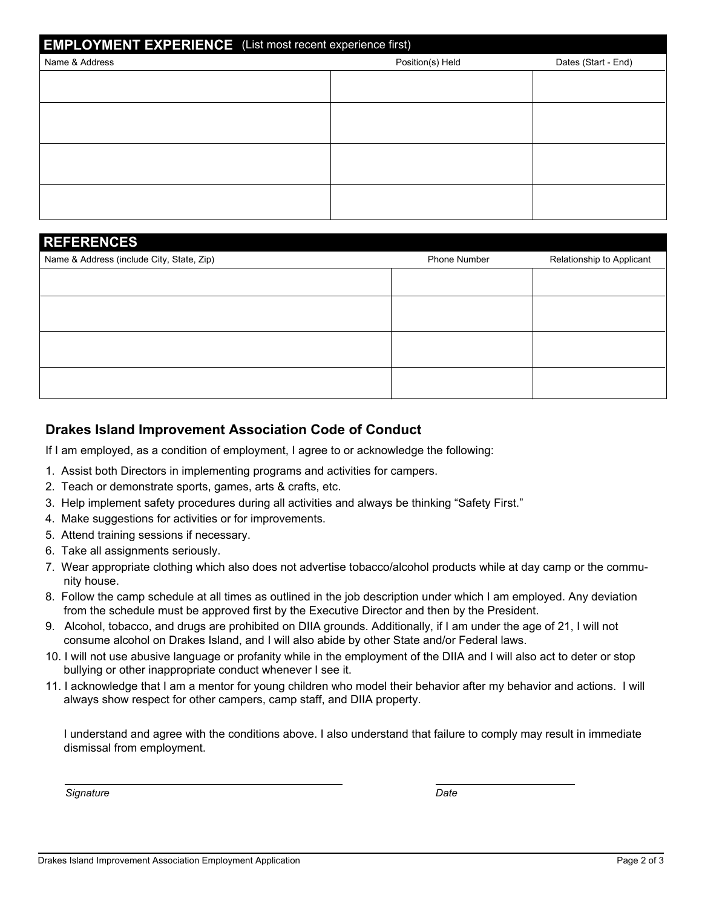## EMPLOYMENT EXPERIENCE (List most recent experience first)

| Name & Address | Position(s) Held | Dates (Start - End) |
|---|---|---|
| | | |
| | | |
| | | |
| | | |

## REFERENCES

| Name & Address (include City, State, Zip) | Phone Number | Relationship to Applicant |
|---|---|---|
| | | |
| | | |
| | | |
| | | |

### Drakes Island Improvement Association Code of Conduct

If I am employed, as a condition of employment, I agree to or acknowledge the following:

1. Assist both Directors in implementing programs and activities for campers.
2. Teach or demonstrate sports, games, arts & crafts, etc.
3. Help implement safety procedures during all activities and always be thinking "Safety First."
4. Make suggestions for activities or for improvements.
5. Attend training sessions if necessary.
6. Take all assignments seriously.
7. Wear appropriate clothing which also does not advertise tobacco/alcohol products while at day camp or the community house.
8. Follow the camp schedule at all times as outlined in the job description under which I am employed. Any deviation from the schedule must be approved first by the Executive Director and then by the President.
9. Alcohol, tobacco, and drugs are prohibited on DIIA grounds. Additionally, if I am under the age of 21, I will not consume alcohol on Drakes Island, and I will also abide by other State and/or Federal laws.
10. I will not use abusive language or profanity while in the employment of the DIIA and I will also act to deter or stop bullying or other inappropriate conduct whenever I see it.
11. I acknowledge that I am a mentor for young children who model their behavior after my behavior and actions. I will always show respect for other campers, camp staff, and DIIA property.

I understand and agree with the conditions above. I also understand that failure to comply may result in immediate dismissal from employment.

\_\_\_\_\_\_\_\_\_\_\_\_\_\_\_\_\_\_\_\_\_\_\_\_\_\_\_\_\_\_ \_\_\_\_\_\_\_\_\_\_\_\_\_\_\_\_\_\_

*Signature* *Date*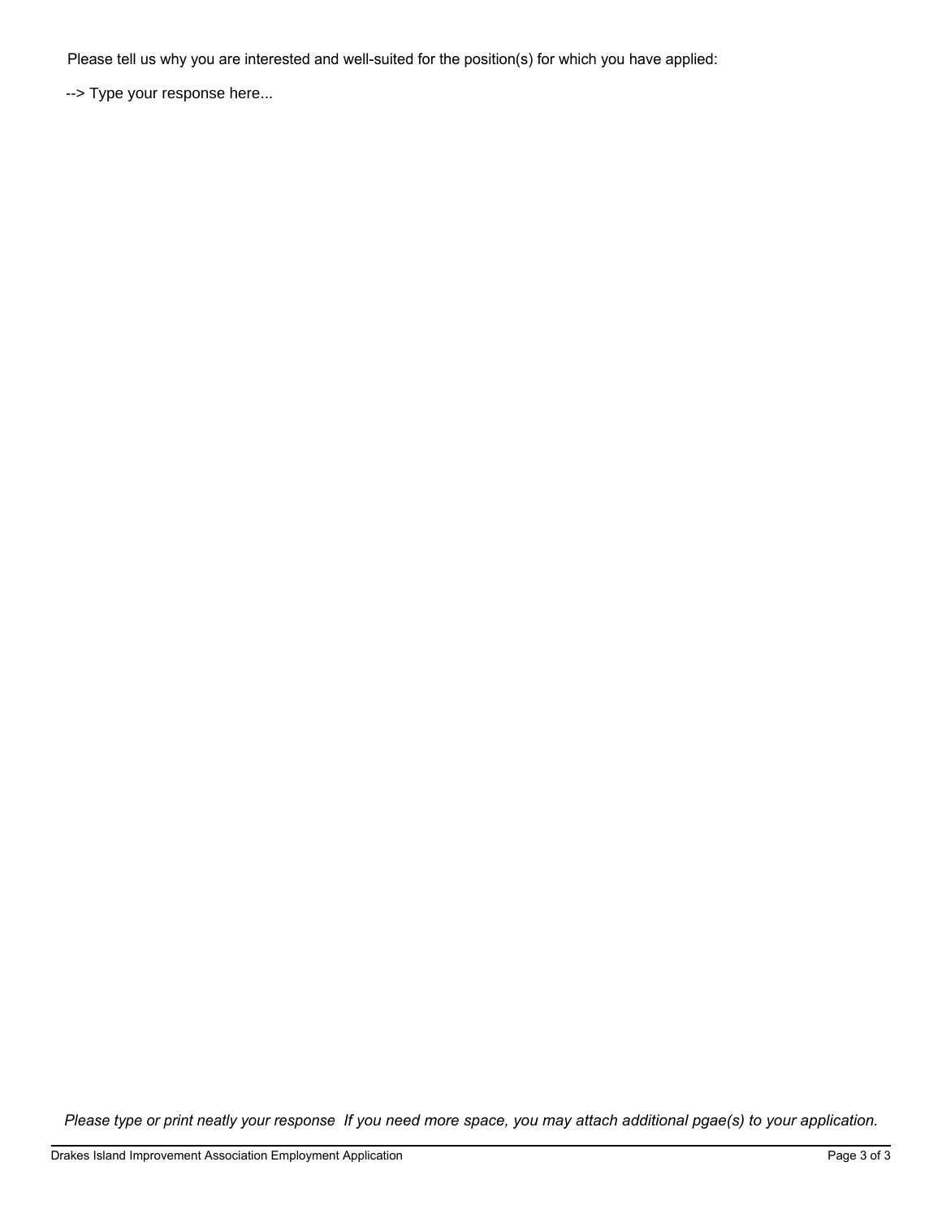Please tell us why you are interested and well-suited for the position(s) for which you have applied:

--> Type your response here...

*Please type or print neatly your response  If you need more space, you may attach additional pgae(s) to your application.*